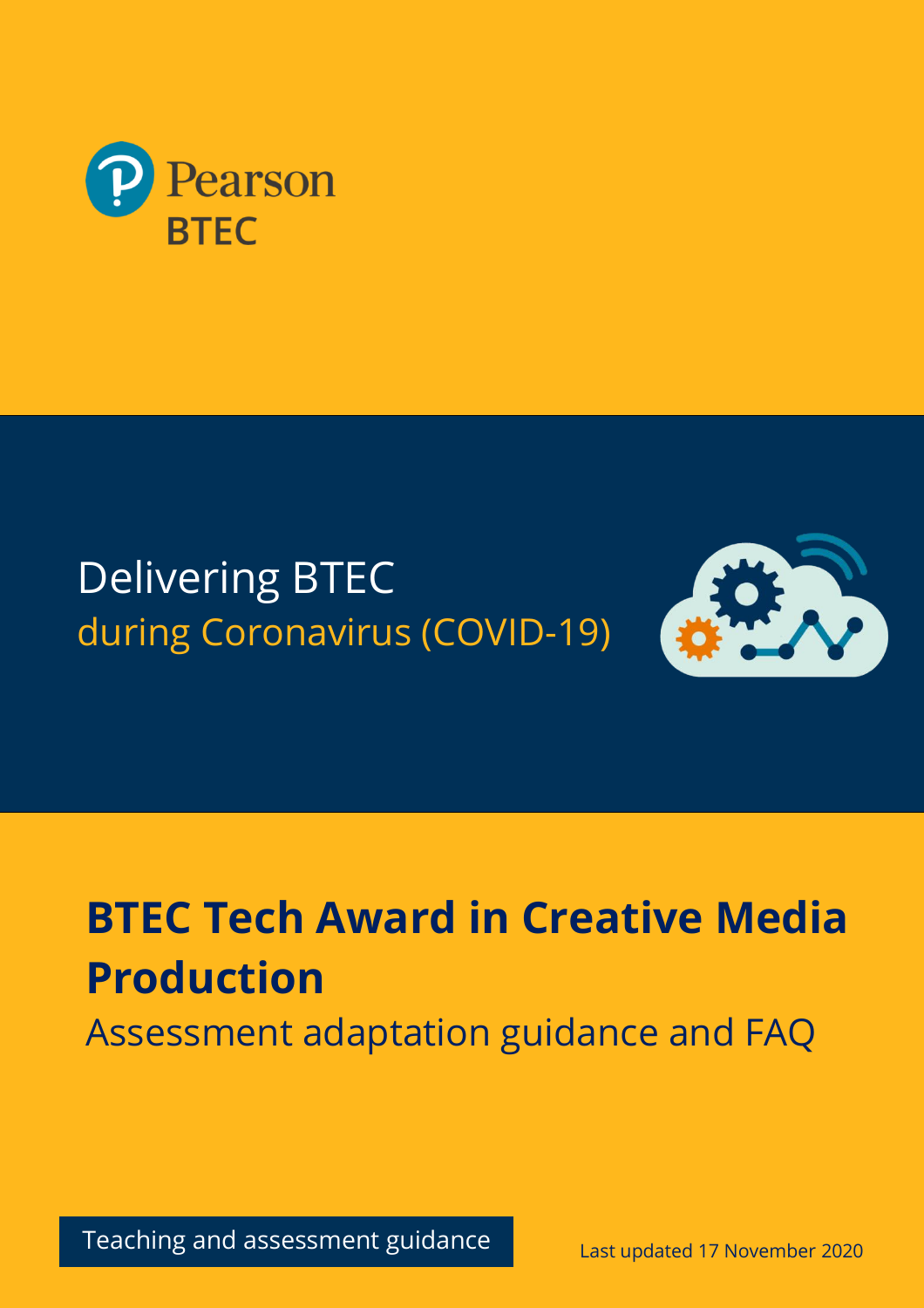Pearson

BTEC

# Delivering BTEC during Coronavirus (COVID-19)

## BTEC Tech Award in Creative Media Production

Assessment adaptation guidance and FAQ

Teaching and assessment guidance

Last updated 17 November 2020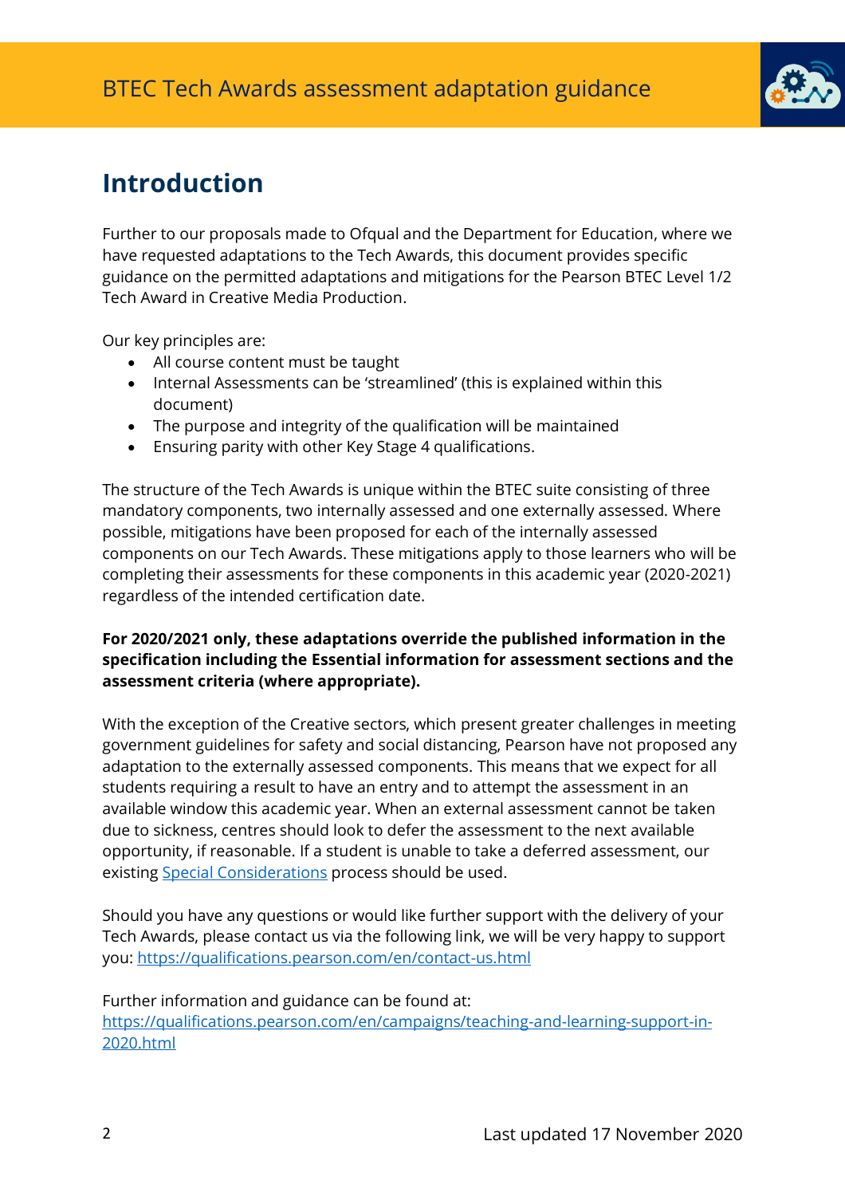# Introduction

Further to our proposals made to Ofqual and the Department for Education, where we have requested adaptations to the Tech Awards, this document provides specific guidance on the permitted adaptations and mitigations for the Pearson BTEC Level 1/2 Tech Award in Creative Media Production.

Our key principles are:

- All course content must be taught
- Internal Assessments can be 'streamlined' (this is explained within this document)
- The purpose and integrity of the qualification will be maintained
- Ensuring parity with other Key Stage 4 qualifications.

The structure of the Tech Awards is unique within the BTEC suite consisting of three mandatory components, two internally assessed and one externally assessed. Where possible, mitigations have been proposed for each of the internally assessed components on our Tech Awards. These mitigations apply to those learners who will be completing their assessments for these components in this academic year (2020-2021) regardless of the intended certification date.

**For 2020/2021 only, these adaptations override the published information in the specification including the Essential information for assessment sections and the assessment criteria (where appropriate).**

With the exception of the Creative sectors, which present greater challenges in meeting government guidelines for safety and social distancing, Pearson have not proposed any adaptation to the externally assessed components. This means that we expect for all students requiring a result to have an entry and to attempt the assessment in an available window this academic year. When an external assessment cannot be taken due to sickness, centres should look to defer the assessment to the next available opportunity, if reasonable. If a student is unable to take a deferred assessment, our existing Special Considerations process should be used.

Should you have any questions or would like further support with the delivery of your Tech Awards, please contact us via the following link, we will be very happy to support you: https://qualifications.pearson.com/en/contact-us.html

Further information and guidance can be found at: https://qualifications.pearson.com/en/campaigns/teaching-and-learning-support-in-2020.html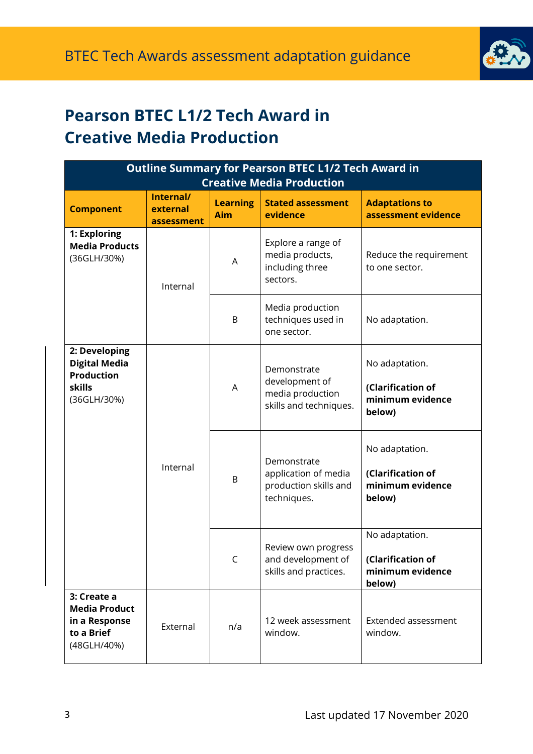# Pearson BTEC L1/2 Tech Award in Creative Media Production

| Outline Summary for Pearson BTEC L1/2 Tech Award in Creative Media Production | | | | |
|---|---|---|---|---|
| **Component** | **Internal/ external assessment** | **Learning Aim** | **Stated assessment evidence** | **Adaptations to assessment evidence** |
| **1: Exploring Media Products** (36GLH/30%) | Internal | A | Explore a range of media products, including three sectors. | Reduce the requirement to one sector. |
| | | B | Media production techniques used in one sector. | No adaptation. |
| **2: Developing Digital Media Production skills** (36GLH/30%) | Internal | A | Demonstrate development of media production skills and techniques. | No adaptation. **(Clarification of minimum evidence below)** |
| | | B | Demonstrate application of media production skills and techniques. | No adaptation. **(Clarification of minimum evidence below)** |
| | | C | Review own progress and development of skills and practices. | No adaptation. **(Clarification of minimum evidence below)** |
| **3: Create a Media Product in a Response to a Brief** (48GLH/40%) | External | n/a | 12 week assessment window. | Extended assessment window. |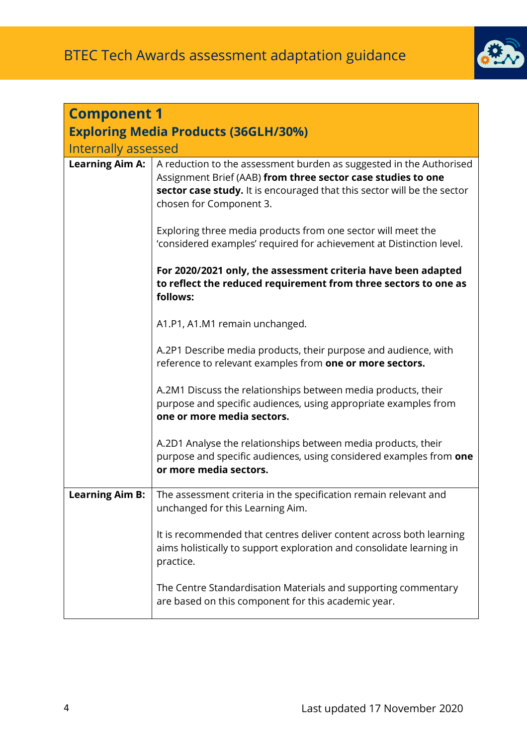| **Component 1**<br>**Exploring Media Products (36GLH/30%)**<br>Internally assessed | |
|---|---|
| **Learning Aim A:** | A reduction to the assessment burden as suggested in the Authorised Assignment Brief (AAB) **from three sector case studies to one sector case study.** It is encouraged that this sector will be the sector chosen for Component 3.<br><br>Exploring three media products from one sector will meet the 'considered examples' required for achievement at Distinction level.<br><br>**For 2020/2021 only, the assessment criteria have been adapted to reflect the reduced requirement from three sectors to one as follows:**<br><br>A1.P1, A1.M1 remain unchanged.<br><br>A.2P1 Describe media products, their purpose and audience, with reference to relevant examples from **one or more sectors.**<br><br>A.2M1 Discuss the relationships between media products, their purpose and specific audiences, using appropriate examples from **one or more media sectors.**<br><br>A.2D1 Analyse the relationships between media products, their purpose and specific audiences, using considered examples from **one or more media sectors.** |
| **Learning Aim B:** | The assessment criteria in the specification remain relevant and unchanged for this Learning Aim.<br><br>It is recommended that centres deliver content across both learning aims holistically to support exploration and consolidate learning in practice.<br><br>The Centre Standardisation Materials and supporting commentary are based on this component for this academic year. |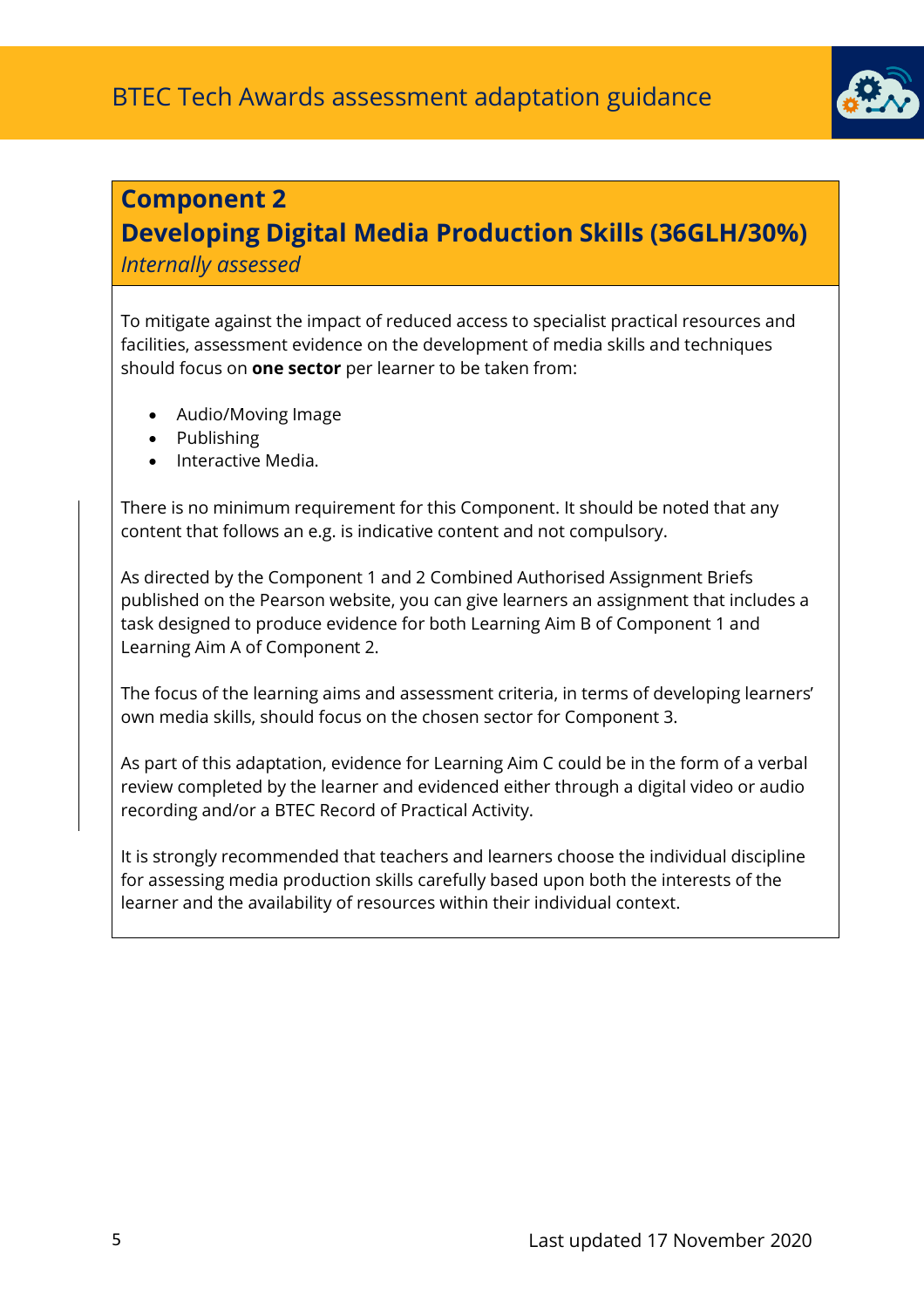## Component 2

## Developing Digital Media Production Skills (36GLH/30%)

*Internally assessed*

To mitigate against the impact of reduced access to specialist practical resources and facilities, assessment evidence on the development of media skills and techniques should focus on **one sector** per learner to be taken from:

- Audio/Moving Image
- Publishing
- Interactive Media.

There is no minimum requirement for this Component. It should be noted that any content that follows an e.g. is indicative content and not compulsory.

As directed by the Component 1 and 2 Combined Authorised Assignment Briefs published on the Pearson website, you can give learners an assignment that includes a task designed to produce evidence for both Learning Aim B of Component 1 and Learning Aim A of Component 2.

The focus of the learning aims and assessment criteria, in terms of developing learners' own media skills, should focus on the chosen sector for Component 3.

As part of this adaptation, evidence for Learning Aim C could be in the form of a verbal review completed by the learner and evidenced either through a digital video or audio recording and/or a BTEC Record of Practical Activity.

It is strongly recommended that teachers and learners choose the individual discipline for assessing media production skills carefully based upon both the interests of the learner and the availability of resources within their individual context.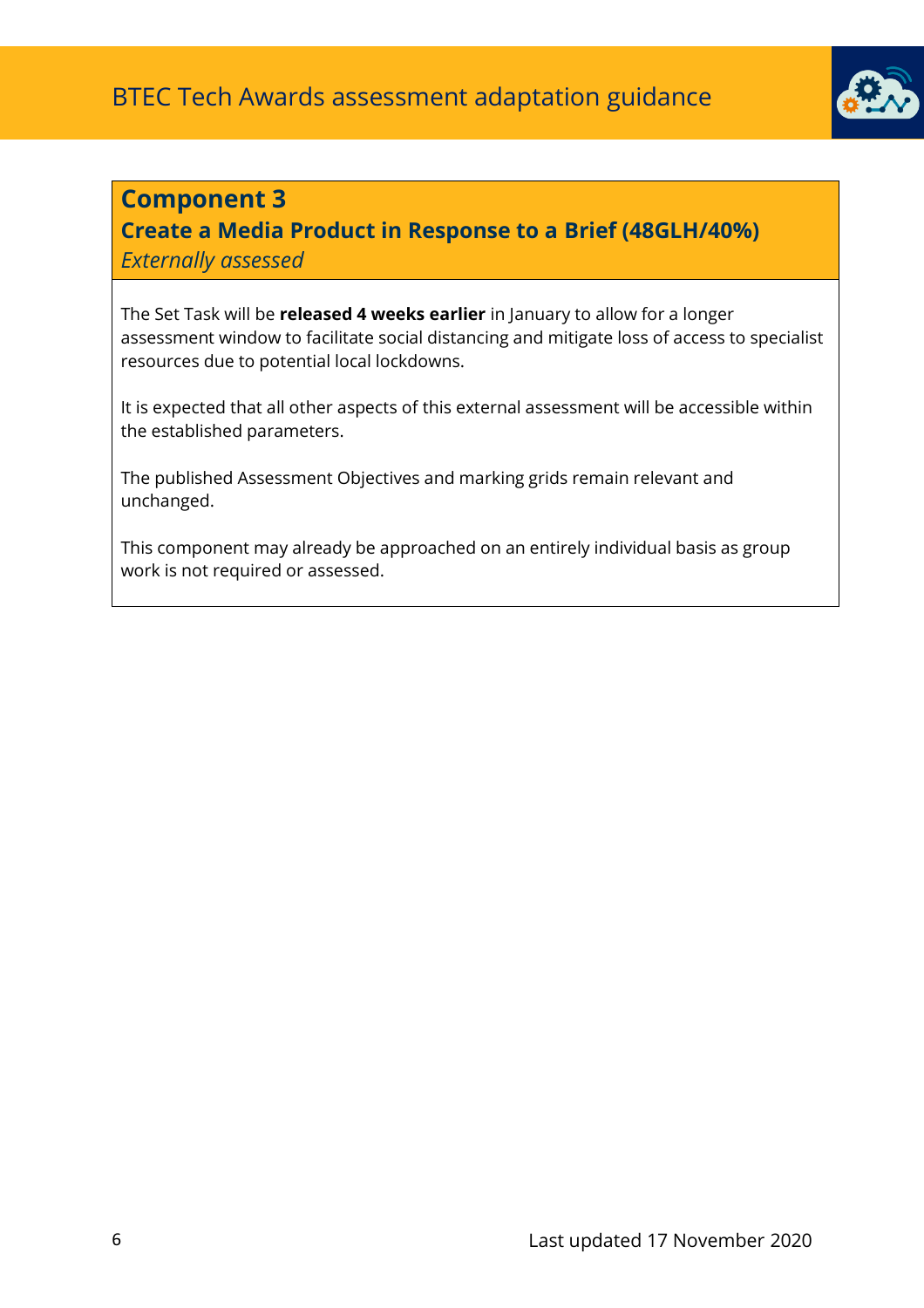## Component 3

### Create a Media Product in Response to a Brief (48GLH/40%)

*Externally assessed*

The Set Task will be **released 4 weeks earlier** in January to allow for a longer assessment window to facilitate social distancing and mitigate loss of access to specialist resources due to potential local lockdowns.

It is expected that all other aspects of this external assessment will be accessible within the established parameters.

The published Assessment Objectives and marking grids remain relevant and unchanged.

This component may already be approached on an entirely individual basis as group work is not required or assessed.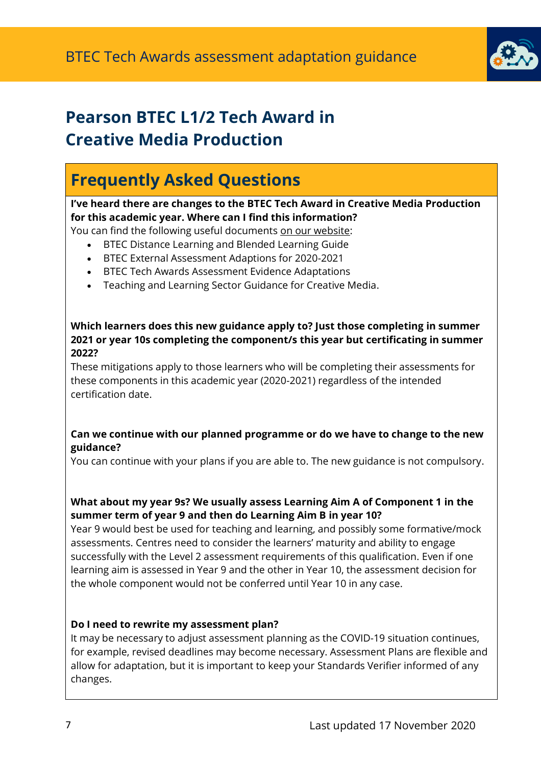# Pearson BTEC L1/2 Tech Award in Creative Media Production

## Frequently Asked Questions

**I've heard there are changes to the BTEC Tech Award in Creative Media Production for this academic year. Where can I find this information?**

You can find the following useful documents on our website:

- BTEC Distance Learning and Blended Learning Guide
- BTEC External Assessment Adaptions for 2020-2021
- BTEC Tech Awards Assessment Evidence Adaptations
- Teaching and Learning Sector Guidance for Creative Media.

**Which learners does this new guidance apply to? Just those completing in summer 2021 or year 10s completing the component/s this year but certificating in summer 2022?**

These mitigations apply to those learners who will be completing their assessments for these components in this academic year (2020-2021) regardless of the intended certification date.

**Can we continue with our planned programme or do we have to change to the new guidance?**

You can continue with your plans if you are able to. The new guidance is not compulsory.

**What about my year 9s? We usually assess Learning Aim A of Component 1 in the summer term of year 9 and then do Learning Aim B in year 10?**

Year 9 would best be used for teaching and learning, and possibly some formative/mock assessments. Centres need to consider the learners' maturity and ability to engage successfully with the Level 2 assessment requirements of this qualification. Even if one learning aim is assessed in Year 9 and the other in Year 10, the assessment decision for the whole component would not be conferred until Year 10 in any case.

**Do I need to rewrite my assessment plan?**

It may be necessary to adjust assessment planning as the COVID-19 situation continues, for example, revised deadlines may become necessary. Assessment Plans are flexible and allow for adaptation, but it is important to keep your Standards Verifier informed of any changes.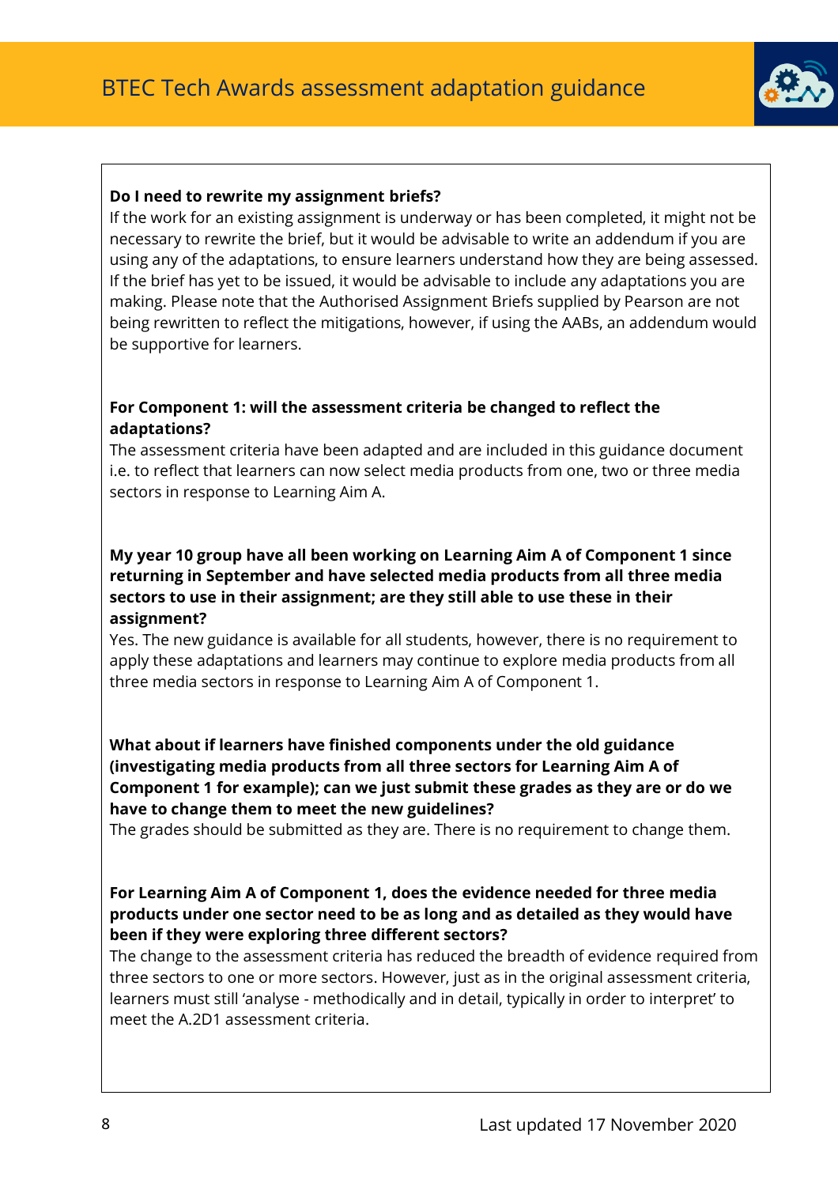**Do I need to rewrite my assignment briefs?**

If the work for an existing assignment is underway or has been completed, it might not be necessary to rewrite the brief, but it would be advisable to write an addendum if you are using any of the adaptations, to ensure learners understand how they are being assessed. If the brief has yet to be issued, it would be advisable to include any adaptations you are making. Please note that the Authorised Assignment Briefs supplied by Pearson are not being rewritten to reflect the mitigations, however, if using the AABs, an addendum would be supportive for learners.

**For Component 1: will the assessment criteria be changed to reflect the adaptations?**

The assessment criteria have been adapted and are included in this guidance document i.e. to reflect that learners can now select media products from one, two or three media sectors in response to Learning Aim A.

**My year 10 group have all been working on Learning Aim A of Component 1 since returning in September and have selected media products from all three media sectors to use in their assignment; are they still able to use these in their assignment?**

Yes. The new guidance is available for all students, however, there is no requirement to apply these adaptations and learners may continue to explore media products from all three media sectors in response to Learning Aim A of Component 1.

**What about if learners have finished components under the old guidance (investigating media products from all three sectors for Learning Aim A of Component 1 for example); can we just submit these grades as they are or do we have to change them to meet the new guidelines?**

The grades should be submitted as they are. There is no requirement to change them.

**For Learning Aim A of Component 1, does the evidence needed for three media products under one sector need to be as long and as detailed as they would have been if they were exploring three different sectors?**

The change to the assessment criteria has reduced the breadth of evidence required from three sectors to one or more sectors. However, just as in the original assessment criteria, learners must still 'analyse - methodically and in detail, typically in order to interpret' to meet the A.2D1 assessment criteria.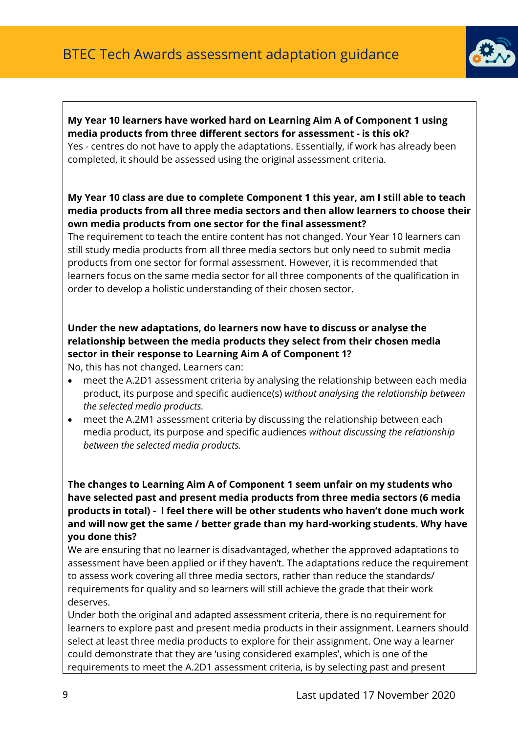**My Year 10 learners have worked hard on Learning Aim A of Component 1 using media products from three different sectors for assessment - is this ok?**
Yes - centres do not have to apply the adaptations. Essentially, if work has already been completed, it should be assessed using the original assessment criteria.

**My Year 10 class are due to complete Component 1 this year, am I still able to teach media products from all three media sectors and then allow learners to choose their own media products from one sector for the final assessment?**
The requirement to teach the entire content has not changed. Your Year 10 learners can still study media products from all three media sectors but only need to submit media products from one sector for formal assessment. However, it is recommended that learners focus on the same media sector for all three components of the qualification in order to develop a holistic understanding of their chosen sector.

**Under the new adaptations, do learners now have to discuss or analyse the relationship between the media products they select from their chosen media sector in their response to Learning Aim A of Component 1?**
No, this has not changed. Learners can:

- meet the A.2D1 assessment criteria by analysing the relationship between each media product, its purpose and specific audience(s) *without analysing the relationship between the selected media products.*
- meet the A.2M1 assessment criteria by discussing the relationship between each media product, its purpose and specific audiences *without discussing the relationship between the selected media products.*

**The changes to Learning Aim A of Component 1 seem unfair on my students who have selected past and present media products from three media sectors (6 media products in total) - I feel there will be other students who haven't done much work and will now get the same / better grade than my hard-working students. Why have you done this?**
We are ensuring that no learner is disadvantaged, whether the approved adaptations to assessment have been applied or if they haven't. The adaptations reduce the requirement to assess work covering all three media sectors, rather than reduce the standards/ requirements for quality and so learners will still achieve the grade that their work deserves.
Under both the original and adapted assessment criteria, there is no requirement for learners to explore past and present media products in their assignment. Learners should select at least three media products to explore for their assignment. One way a learner could demonstrate that they are 'using considered examples', which is one of the requirements to meet the A.2D1 assessment criteria, is by selecting past and present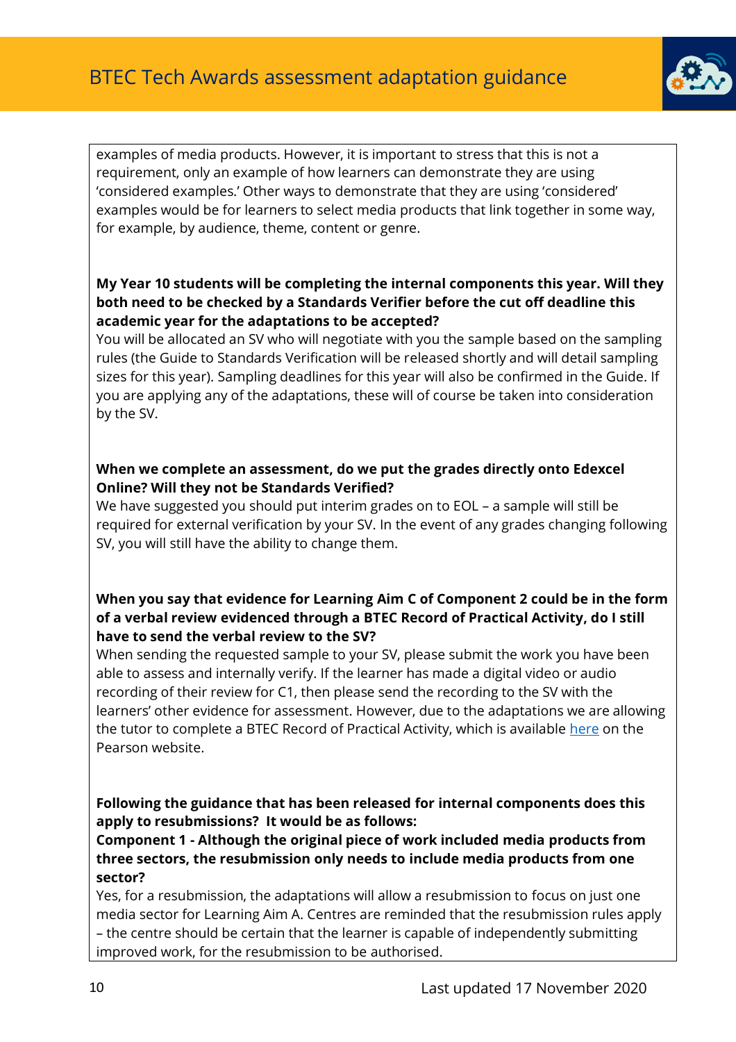examples of media products. However, it is important to stress that this is not a requirement, only an example of how learners can demonstrate they are using 'considered examples.' Other ways to demonstrate that they are using 'considered' examples would be for learners to select media products that link together in some way, for example, by audience, theme, content or genre.

**My Year 10 students will be completing the internal components this year. Will they both need to be checked by a Standards Verifier before the cut off deadline this academic year for the adaptations to be accepted?**

You will be allocated an SV who will negotiate with you the sample based on the sampling rules (the Guide to Standards Verification will be released shortly and will detail sampling sizes for this year). Sampling deadlines for this year will also be confirmed in the Guide. If you are applying any of the adaptations, these will of course be taken into consideration by the SV.

**When we complete an assessment, do we put the grades directly onto Edexcel Online? Will they not be Standards Verified?**

We have suggested you should put interim grades on to EOL – a sample will still be required for external verification by your SV. In the event of any grades changing following SV, you will still have the ability to change them.

**When you say that evidence for Learning Aim C of Component 2 could be in the form of a verbal review evidenced through a BTEC Record of Practical Activity, do I still have to send the verbal review to the SV?**

When sending the requested sample to your SV, please submit the work you have been able to assess and internally verify. If the learner has made a digital video or audio recording of their review for C1, then please send the recording to the SV with the learners' other evidence for assessment. However, due to the adaptations we are allowing the tutor to complete a BTEC Record of Practical Activity, which is available [here] on the Pearson website.

**Following the guidance that has been released for internal components does this apply to resubmissions? It would be as follows:**
**Component 1 - Although the original piece of work included media products from three sectors, the resubmission only needs to include media products from one sector?**

Yes, for a resubmission, the adaptations will allow a resubmission to focus on just one media sector for Learning Aim A. Centres are reminded that the resubmission rules apply – the centre should be certain that the learner is capable of independently submitting improved work, for the resubmission to be authorised.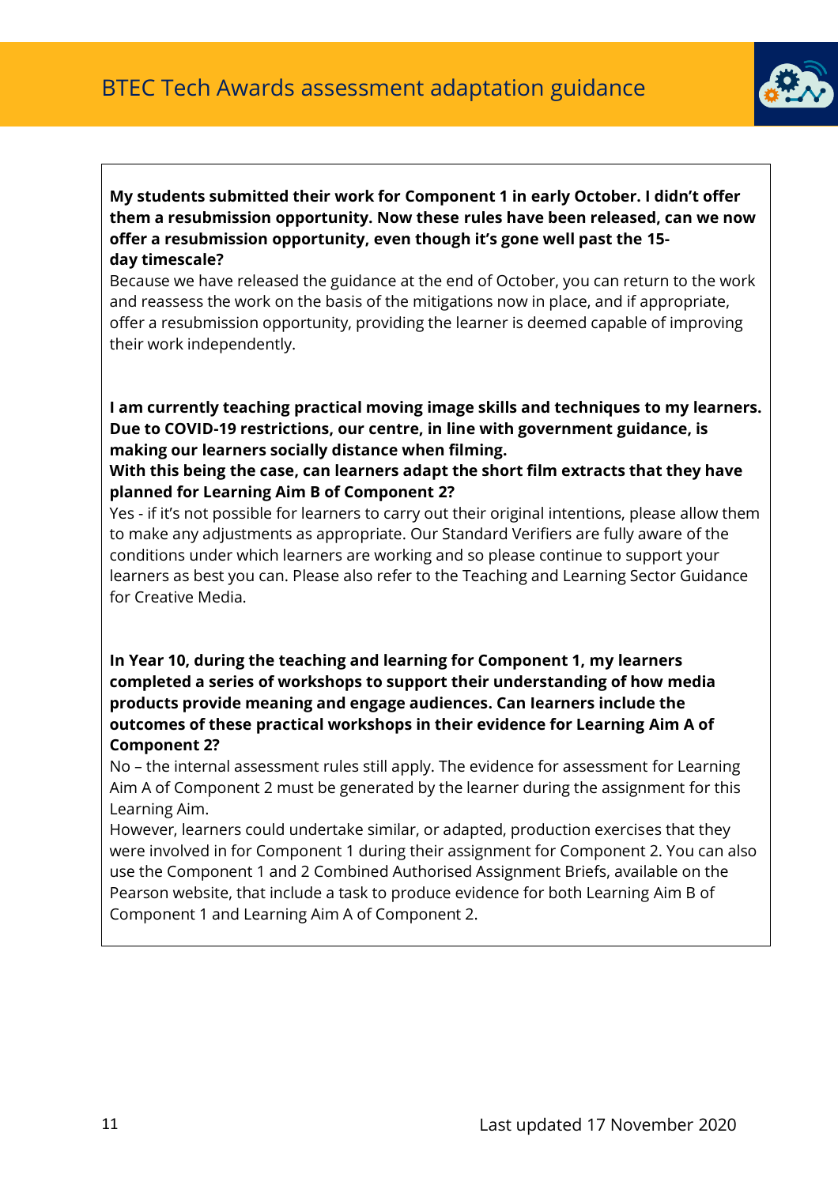**My students submitted their work for Component 1 in early October. I didn't offer them a resubmission opportunity. Now these rules have been released, can we now offer a resubmission opportunity, even though it's gone well past the 15-day timescale?**

Because we have released the guidance at the end of October, you can return to the work and reassess the work on the basis of the mitigations now in place, and if appropriate, offer a resubmission opportunity, providing the learner is deemed capable of improving their work independently.

**I am currently teaching practical moving image skills and techniques to my learners. Due to COVID-19 restrictions, our centre, in line with government guidance, is making our learners socially distance when filming.**

**With this being the case, can learners adapt the short film extracts that they have planned for Learning Aim B of Component 2?**

Yes - if it's not possible for learners to carry out their original intentions, please allow them to make any adjustments as appropriate. Our Standard Verifiers are fully aware of the conditions under which learners are working and so please continue to support your learners as best you can. Please also refer to the Teaching and Learning Sector Guidance for Creative Media.

**In Year 10, during the teaching and learning for Component 1, my learners completed a series of workshops to support their understanding of how media products provide meaning and engage audiences. Can learners include the outcomes of these practical workshops in their evidence for Learning Aim A of Component 2?**

No – the internal assessment rules still apply. The evidence for assessment for Learning Aim A of Component 2 must be generated by the learner during the assignment for this Learning Aim.

However, learners could undertake similar, or adapted, production exercises that they were involved in for Component 1 during their assignment for Component 2. You can also use the Component 1 and 2 Combined Authorised Assignment Briefs, available on the Pearson website, that include a task to produce evidence for both Learning Aim B of Component 1 and Learning Aim A of Component 2.